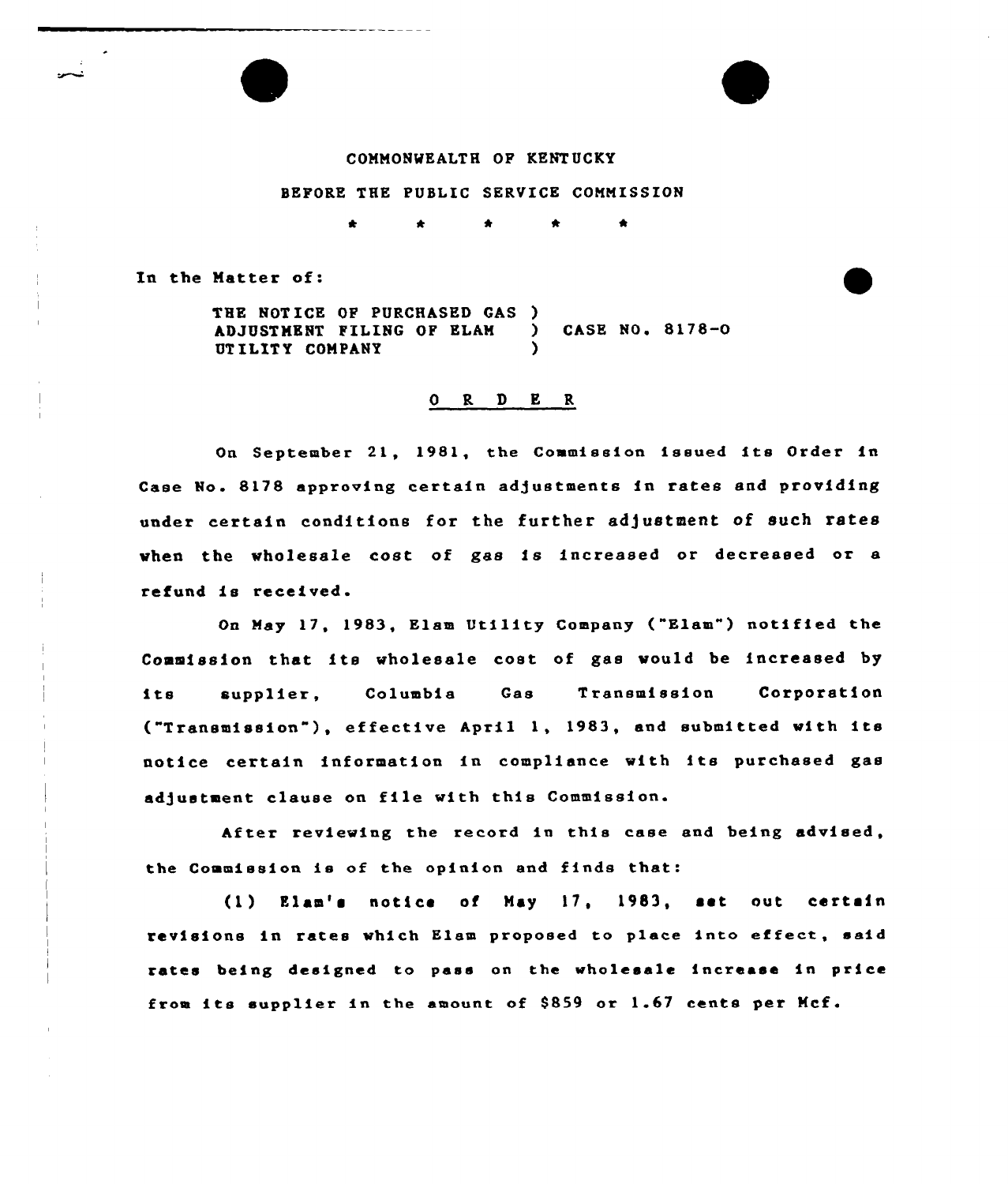COMMONWEALTH OF KENTUCKY

BEFORE THE PUBLIC SERVICE COMMISSION

\* \* \* \* \*

In the Matter of:

THE NOTICE OF PURCHASED GAS ) ADJUSTMENT FILING OF ELAM ) CASE NO. 8178-O UTILITY COMPANY )

## O R D E R

On September 21, 1981, the Commission issued its Order in Case No. 8178 approving certain adjustments in rates and providing under certain conditions for the further adjustment of such rates when the wholesale cost of gas is increased or decreased or a refund is received.

On May 17, 1983, Elam Utility Company ("Elam") notified the Commission that its wholesale cost of gas would be increased by its supplier, Columbia Gas Transmission Corporation ("Transmission"), effective April 1, 1983, and submitted with its notice certain information in compliance with its purchased gas adjustment clause on file with this Commission.

After reviewing the record in this case and being advised, the Commission is of the opinion and finds that:

(1) Elam's notice of May 17, 1983, set out certain revisions in rates which Elam proposed to place into effect, said rates being designed to pass on the wholesale increase in price from its supplier in the amount of $859 or 1.67 cents per Mcf.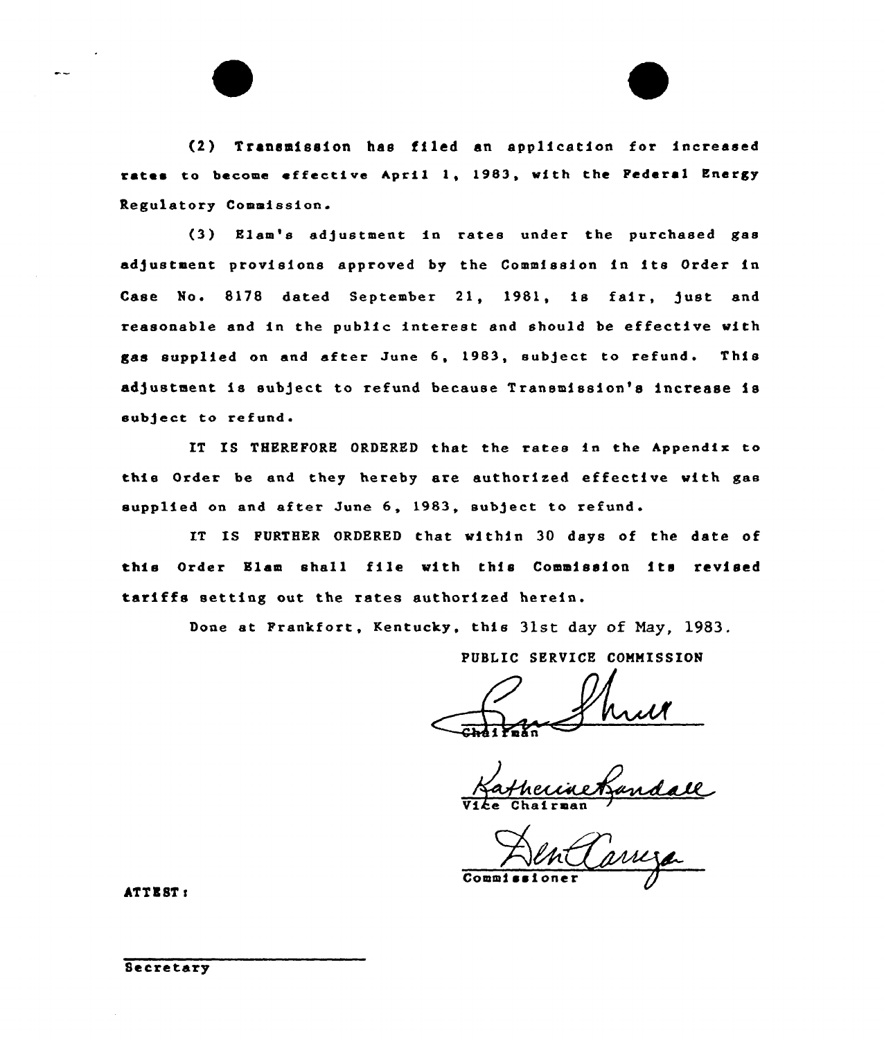(2) Transmission has filed an application for increased rates to become effective April 1, 1983, with the Federal Energy Regulatory Commission.

(3) Elam's adjustment in rates under the purchased gas adjustment provisions approved by the Commission in its Order in Case No. 8178 dated September 21, 1981, is fair, just and reasonable and in the public interest and should be effective with gas supplied on and after June 6, 1983, subject to refund. This adjustment is subject to refund because Transmission's increase is subject to refund.

IT IS THEREFORE ORDERED that the rates in the Appendix to this Order be and they hereby are authorized effective with gas supplied on and after June 6, 1983, subject to refund.

IT IS FURTHER ORDERED that within 30 days of the date of this Order Elam shall file with this Commission its revised tariffs setting out the rates authorized herein.

Done at Frankfort, Kentucky, this 31st day of May, 1983.

PUBLIC SERVICE COMMISSION

Chairman

Vice Chairman

Commissioner

ATTEST:

Secretary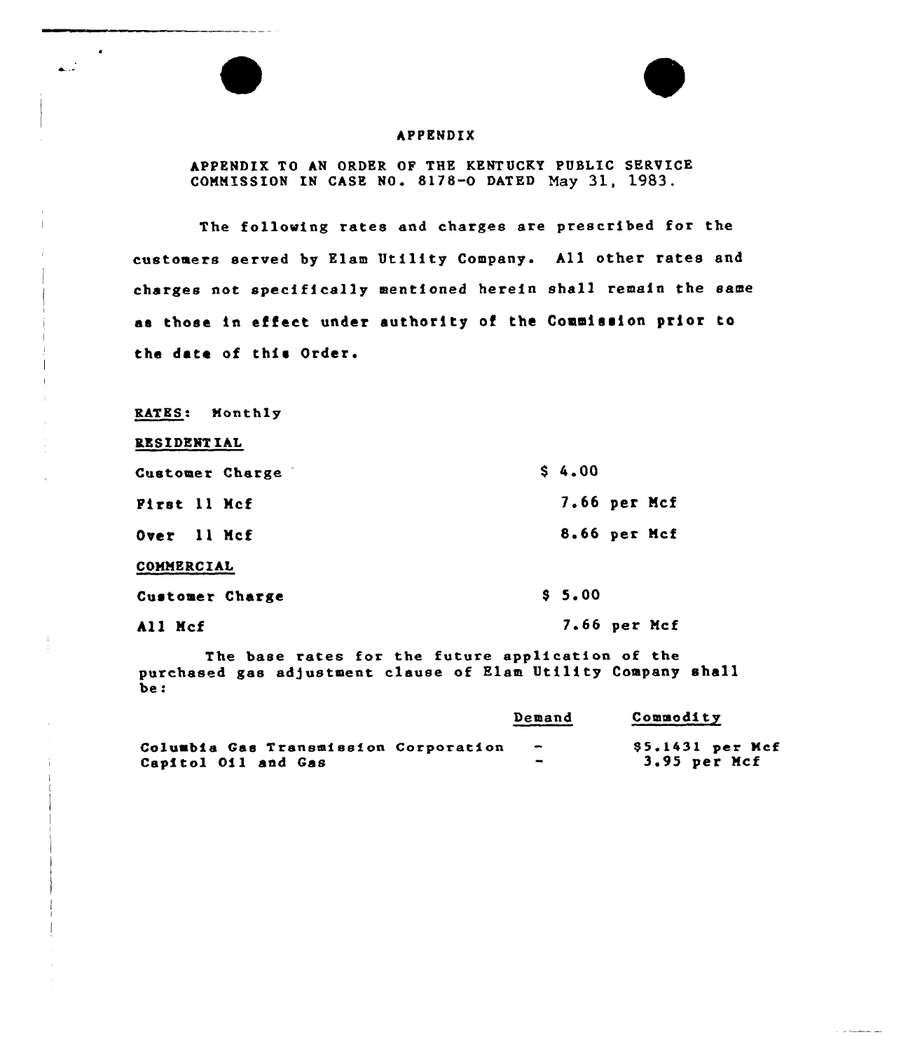# APPENDIX

APPENDIX TO AN ORDER OF THE KENTUCKY PUBLIC SERVICE COMMISSION IN CASE NO. 8178-O DATED May 31, 1983.

The following rates and charges are prescribed for the customers served by Elam Utility Company. All other rates and charges not specifically mentioned herein shall remain the same as those in effect under authority of the Commission prior to the date of this Order.

RATES: Monthly

RESIDENTIAL

| | |
|---|---|
| Customer Charge | $ 4.00 |
| First 11 Mcf | 7.66 per Mcf |
| Over 11 Mcf | 8.66 per Mcf |

COMMERCIAL

| | |
|---|---|
| Customer Charge | $ 5.00 |
| All Mcf | 7.66 per Mcf |

The base rates for the future application of the purchased gas adjustment clause of Elam Utility Company shall be:

| | Demand | Commodity |
|---|---|---|
| Columbia Gas Transmission Corporation | - | $5.1431 per Mcf |
| Capitol Oil and Gas | - | 3.95 per Mcf |